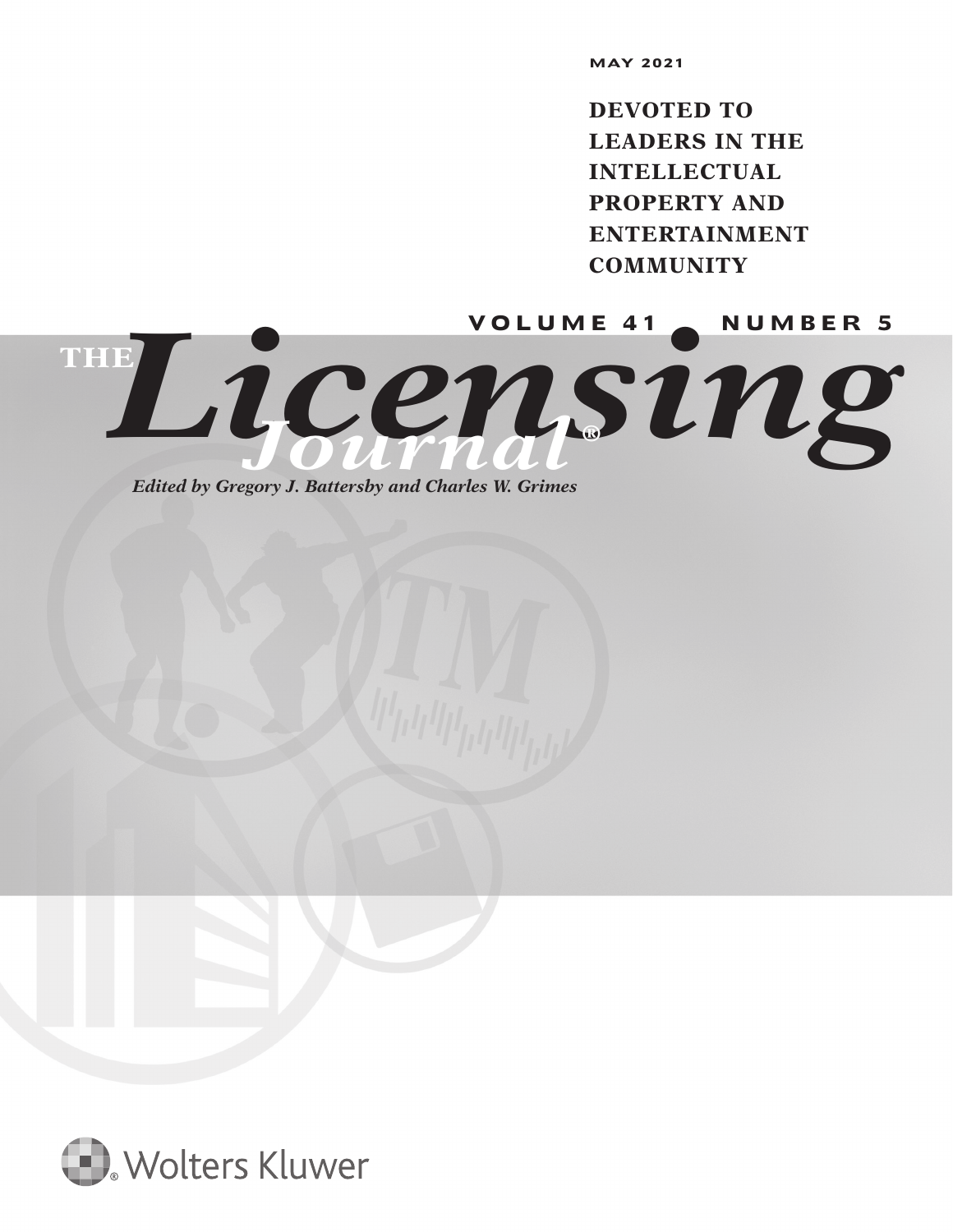MAY 2021

**DEVOTED TO LEADERS IN THE INTELLECTUAL PROPERTY AND ENTERTAINMENT COMMUNITY**

VOLUME 41 • NUMBER 5

# THE *Licensing Journal*®

*Edited by Gregory J. Battersby and Charles W. Grimes*

Wolters Kluwer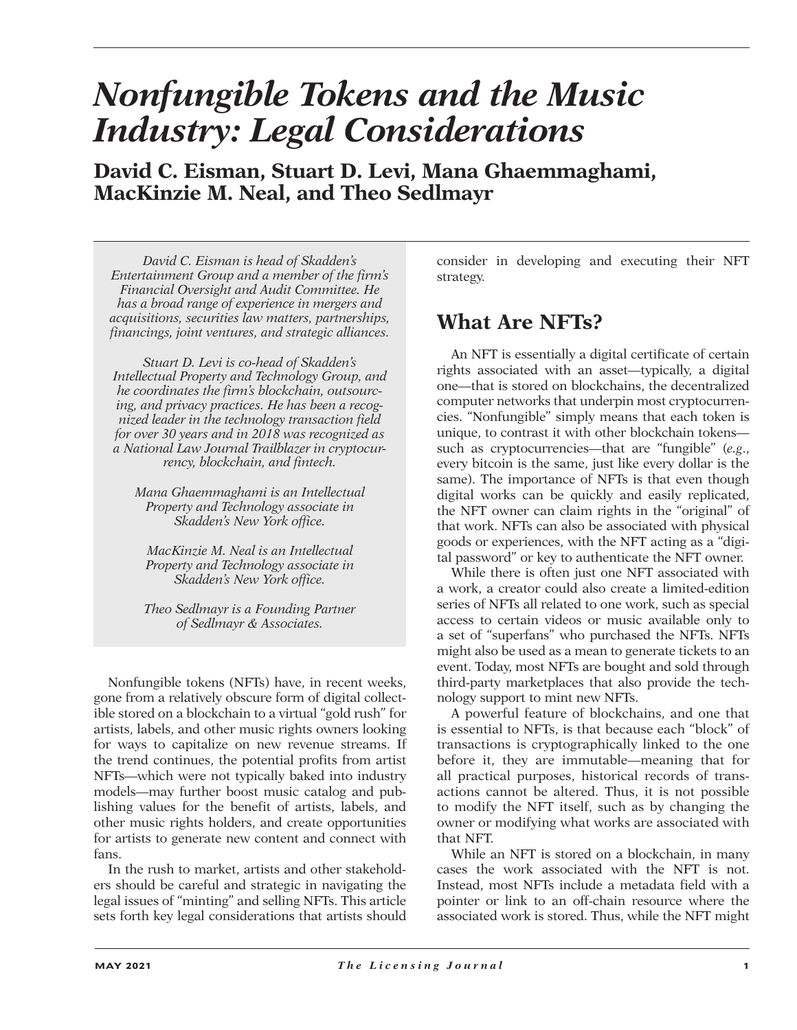# Nonfungible Tokens and the Music Industry: Legal Considerations

**David C. Eisman, Stuart D. Levi, Mana Ghaemmaghami, MacKinzie M. Neal, and Theo Sedlmayr**

*David C. Eisman is head of Skadden's Entertainment Group and a member of the firm's Financial Oversight and Audit Committee. He has a broad range of experience in mergers and acquisitions, securities law matters, partnerships, financings, joint ventures, and strategic alliances.*

*Stuart D. Levi is co-head of Skadden's Intellectual Property and Technology Group, and he coordinates the firm's blockchain, outsourcing, and privacy practices. He has been a recognized leader in the technology transaction field for over 30 years and in 2018 was recognized as a National Law Journal Trailblazer in cryptocurrency, blockchain, and fintech.*

*Mana Ghaemmaghami is an Intellectual Property and Technology associate in Skadden's New York office.*

*MacKinzie M. Neal is an Intellectual Property and Technology associate in Skadden's New York office.*

*Theo Sedlmayr is a Founding Partner of Sedlmayr & Associates.*

Nonfungible tokens (NFTs) have, in recent weeks, gone from a relatively obscure form of digital collectible stored on a blockchain to a virtual "gold rush" for artists, labels, and other music rights owners looking for ways to capitalize on new revenue streams. If the trend continues, the potential profits from artist NFTs—which were not typically baked into industry models—may further boost music catalog and publishing values for the benefit of artists, labels, and other music rights holders, and create opportunities for artists to generate new content and connect with fans.

In the rush to market, artists and other stakeholders should be careful and strategic in navigating the legal issues of "minting" and selling NFTs. This article sets forth key legal considerations that artists should consider in developing and executing their NFT strategy.

## What Are NFTs?

An NFT is essentially a digital certificate of certain rights associated with an asset—typically, a digital one—that is stored on blockchains, the decentralized computer networks that underpin most cryptocurrencies. "Nonfungible" simply means that each token is unique, to contrast it with other blockchain tokens—such as cryptocurrencies—that are "fungible" (*e.g.*, every bitcoin is the same, just like every dollar is the same). The importance of NFTs is that even though digital works can be quickly and easily replicated, the NFT owner can claim rights in the "original" of that work. NFTs can also be associated with physical goods or experiences, with the NFT acting as a "digital password" or key to authenticate the NFT owner.

While there is often just one NFT associated with a work, a creator could also create a limited-edition series of NFTs all related to one work, such as special access to certain videos or music available only to a set of "superfans" who purchased the NFTs. NFTs might also be used as a mean to generate tickets to an event. Today, most NFTs are bought and sold through third-party marketplaces that also provide the technology support to mint new NFTs.

A powerful feature of blockchains, and one that is essential to NFTs, is that because each "block" of transactions is cryptographically linked to the one before it, they are immutable—meaning that for all practical purposes, historical records of transactions cannot be altered. Thus, it is not possible to modify the NFT itself, such as by changing the owner or modifying what works are associated with that NFT.

While an NFT is stored on a blockchain, in many cases the work associated with the NFT is not. Instead, most NFTs include a metadata field with a pointer or link to an off-chain resource where the associated work is stored. Thus, while the NFT might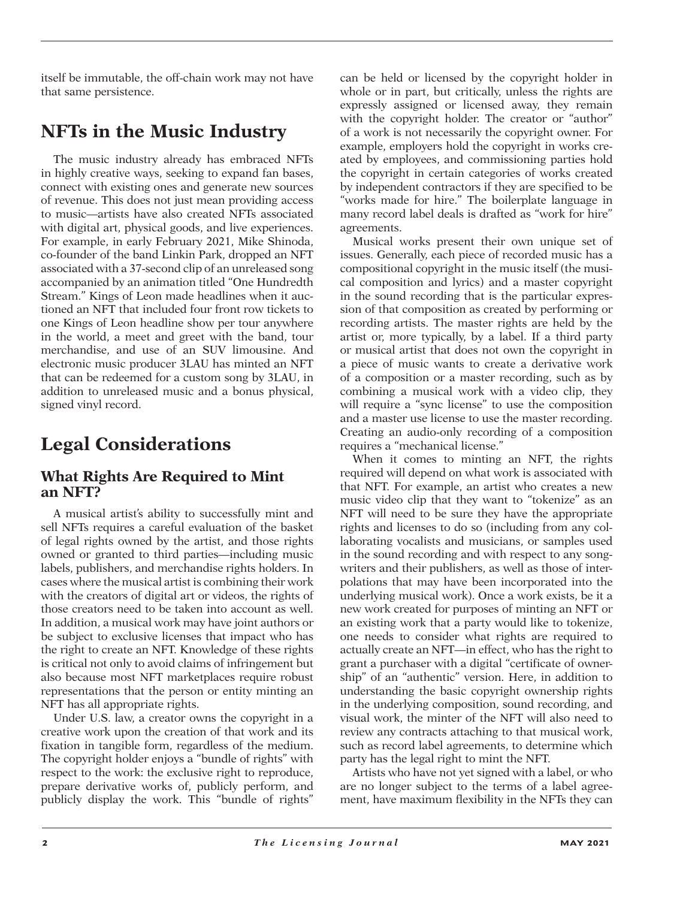itself be immutable, the off-chain work may not have that same persistence.

## NFTs in the Music Industry

The music industry already has embraced NFTs in highly creative ways, seeking to expand fan bases, connect with existing ones and generate new sources of revenue. This does not just mean providing access to music—artists have also created NFTs associated with digital art, physical goods, and live experiences. For example, in early February 2021, Mike Shinoda, co-founder of the band Linkin Park, dropped an NFT associated with a 37-second clip of an unreleased song accompanied by an animation titled "One Hundredth Stream." Kings of Leon made headlines when it auctioned an NFT that included four front row tickets to one Kings of Leon headline show per tour anywhere in the world, a meet and greet with the band, tour merchandise, and use of an SUV limousine. And electronic music producer 3LAU has minted an NFT that can be redeemed for a custom song by 3LAU, in addition to unreleased music and a bonus physical, signed vinyl record.

## Legal Considerations

### What Rights Are Required to Mint an NFT?

A musical artist's ability to successfully mint and sell NFTs requires a careful evaluation of the basket of legal rights owned by the artist, and those rights owned or granted to third parties—including music labels, publishers, and merchandise rights holders. In cases where the musical artist is combining their work with the creators of digital art or videos, the rights of those creators need to be taken into account as well. In addition, a musical work may have joint authors or be subject to exclusive licenses that impact who has the right to create an NFT. Knowledge of these rights is critical not only to avoid claims of infringement but also because most NFT marketplaces require robust representations that the person or entity minting an NFT has all appropriate rights.

Under U.S. law, a creator owns the copyright in a creative work upon the creation of that work and its fixation in tangible form, regardless of the medium. The copyright holder enjoys a "bundle of rights" with respect to the work: the exclusive right to reproduce, prepare derivative works of, publicly perform, and publicly display the work. This "bundle of rights" can be held or licensed by the copyright holder in whole or in part, but critically, unless the rights are expressly assigned or licensed away, they remain with the copyright holder. The creator or "author" of a work is not necessarily the copyright owner. For example, employers hold the copyright in works created by employees, and commissioning parties hold the copyright in certain categories of works created by independent contractors if they are specified to be "works made for hire." The boilerplate language in many record label deals is drafted as "work for hire" agreements.

Musical works present their own unique set of issues. Generally, each piece of recorded music has a compositional copyright in the music itself (the musical composition and lyrics) and a master copyright in the sound recording that is the particular expression of that composition as created by performing or recording artists. The master rights are held by the artist or, more typically, by a label. If a third party or musical artist that does not own the copyright in a piece of music wants to create a derivative work of a composition or a master recording, such as by combining a musical work with a video clip, they will require a "sync license" to use the composition and a master use license to use the master recording. Creating an audio-only recording of a composition requires a "mechanical license."

When it comes to minting an NFT, the rights required will depend on what work is associated with that NFT. For example, an artist who creates a new music video clip that they want to "tokenize" as an NFT will need to be sure they have the appropriate rights and licenses to do so (including from any collaborating vocalists and musicians, or samples used in the sound recording and with respect to any songwriters and their publishers, as well as those of interpolations that may have been incorporated into the underlying musical work). Once a work exists, be it a new work created for purposes of minting an NFT or an existing work that a party would like to tokenize, one needs to consider what rights are required to actually create an NFT—in effect, who has the right to grant a purchaser with a digital "certificate of ownership" of an "authentic" version. Here, in addition to understanding the basic copyright ownership rights in the underlying composition, sound recording, and visual work, the minter of the NFT will also need to review any contracts attaching to that musical work, such as record label agreements, to determine which party has the legal right to mint the NFT.

Artists who have not yet signed with a label, or who are no longer subject to the terms of a label agreement, have maximum flexibility in the NFTs they can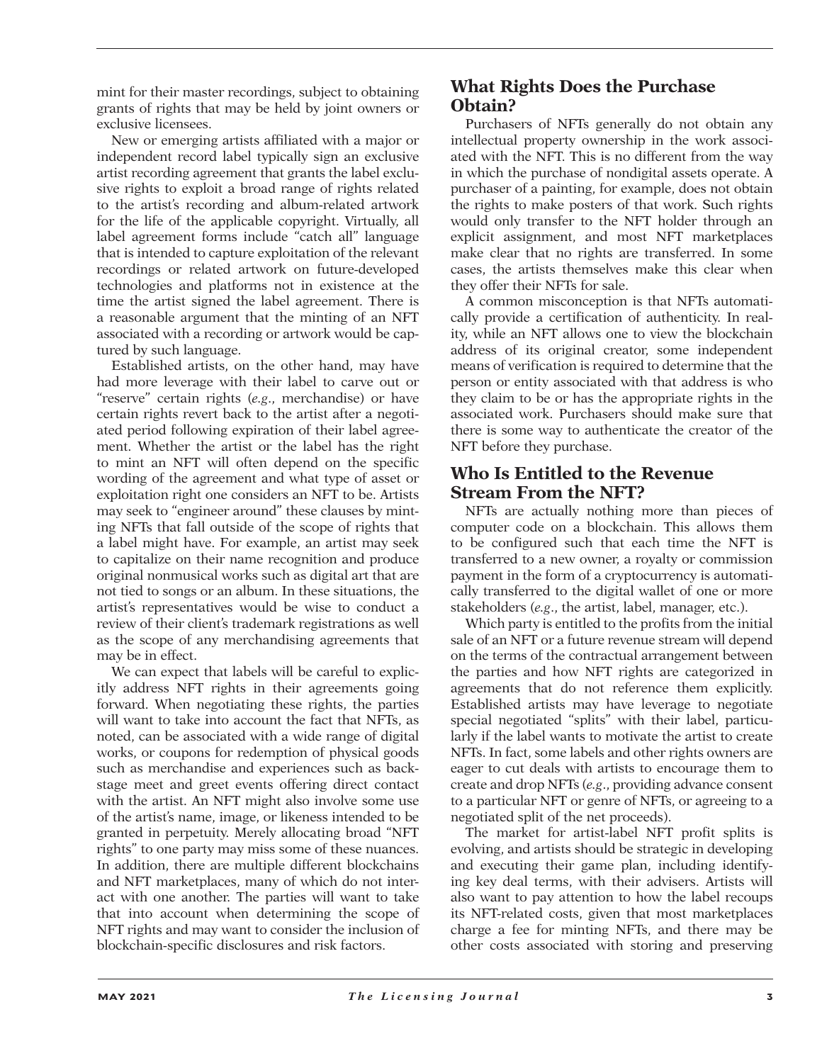mint for their master recordings, subject to obtaining grants of rights that may be held by joint owners or exclusive licensees.

New or emerging artists affiliated with a major or independent record label typically sign an exclusive artist recording agreement that grants the label exclusive rights to exploit a broad range of rights related to the artist's recording and album-related artwork for the life of the applicable copyright. Virtually, all label agreement forms include "catch all" language that is intended to capture exploitation of the relevant recordings or related artwork on future-developed technologies and platforms not in existence at the time the artist signed the label agreement. There is a reasonable argument that the minting of an NFT associated with a recording or artwork would be captured by such language.

Established artists, on the other hand, may have had more leverage with their label to carve out or "reserve" certain rights (*e.g*., merchandise) or have certain rights revert back to the artist after a negotiated period following expiration of their label agreement. Whether the artist or the label has the right to mint an NFT will often depend on the specific wording of the agreement and what type of asset or exploitation right one considers an NFT to be. Artists may seek to "engineer around" these clauses by minting NFTs that fall outside of the scope of rights that a label might have. For example, an artist may seek to capitalize on their name recognition and produce original nonmusical works such as digital art that are not tied to songs or an album. In these situations, the artist's representatives would be wise to conduct a review of their client's trademark registrations as well as the scope of any merchandising agreements that may be in effect.

We can expect that labels will be careful to explicitly address NFT rights in their agreements going forward. When negotiating these rights, the parties will want to take into account the fact that NFTs, as noted, can be associated with a wide range of digital works, or coupons for redemption of physical goods such as merchandise and experiences such as backstage meet and greet events offering direct contact with the artist. An NFT might also involve some use of the artist's name, image, or likeness intended to be granted in perpetuity. Merely allocating broad "NFT rights" to one party may miss some of these nuances. In addition, there are multiple different blockchains and NFT marketplaces, many of which do not interact with one another. The parties will want to take that into account when determining the scope of NFT rights and may want to consider the inclusion of blockchain-specific disclosures and risk factors.

## What Rights Does the Purchase Obtain?

Purchasers of NFTs generally do not obtain any intellectual property ownership in the work associated with the NFT. This is no different from the way in which the purchase of nondigital assets operate. A purchaser of a painting, for example, does not obtain the rights to make posters of that work. Such rights would only transfer to the NFT holder through an explicit assignment, and most NFT marketplaces make clear that no rights are transferred. In some cases, the artists themselves make this clear when they offer their NFTs for sale.

A common misconception is that NFTs automatically provide a certification of authenticity. In reality, while an NFT allows one to view the blockchain address of its original creator, some independent means of verification is required to determine that the person or entity associated with that address is who they claim to be or has the appropriate rights in the associated work. Purchasers should make sure that there is some way to authenticate the creator of the NFT before they purchase.

## Who Is Entitled to the Revenue Stream From the NFT?

NFTs are actually nothing more than pieces of computer code on a blockchain. This allows them to be configured such that each time the NFT is transferred to a new owner, a royalty or commission payment in the form of a cryptocurrency is automatically transferred to the digital wallet of one or more stakeholders (*e.g*., the artist, label, manager, etc.).

Which party is entitled to the profits from the initial sale of an NFT or a future revenue stream will depend on the terms of the contractual arrangement between the parties and how NFT rights are categorized in agreements that do not reference them explicitly. Established artists may have leverage to negotiate special negotiated "splits" with their label, particularly if the label wants to motivate the artist to create NFTs. In fact, some labels and other rights owners are eager to cut deals with artists to encourage them to create and drop NFTs (*e.g*., providing advance consent to a particular NFT or genre of NFTs, or agreeing to a negotiated split of the net proceeds).

The market for artist-label NFT profit splits is evolving, and artists should be strategic in developing and executing their game plan, including identifying key deal terms, with their advisers. Artists will also want to pay attention to how the label recoups its NFT-related costs, given that most marketplaces charge a fee for minting NFTs, and there may be other costs associated with storing and preserving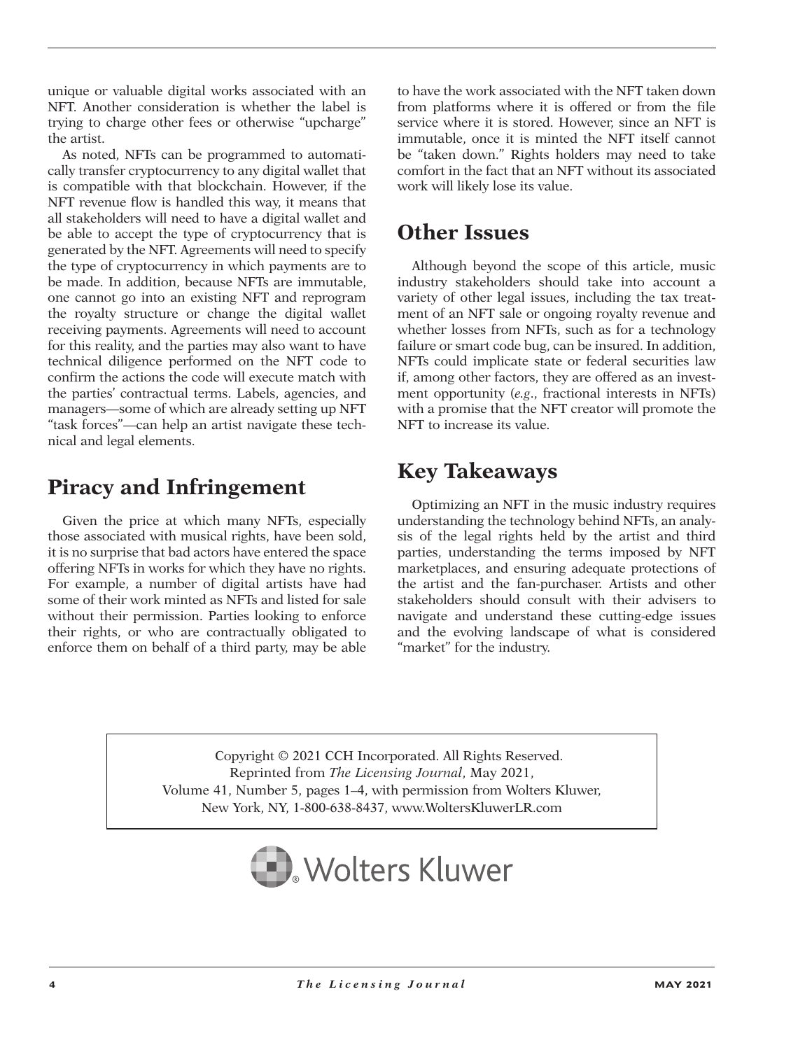unique or valuable digital works associated with an NFT. Another consideration is whether the label is trying to charge other fees or otherwise "upcharge" the artist.

As noted, NFTs can be programmed to automatically transfer cryptocurrency to any digital wallet that is compatible with that blockchain. However, if the NFT revenue flow is handled this way, it means that all stakeholders will need to have a digital wallet and be able to accept the type of cryptocurrency that is generated by the NFT. Agreements will need to specify the type of cryptocurrency in which payments are to be made. In addition, because NFTs are immutable, one cannot go into an existing NFT and reprogram the royalty structure or change the digital wallet receiving payments. Agreements will need to account for this reality, and the parties may also want to have technical diligence performed on the NFT code to confirm the actions the code will execute match with the parties' contractual terms. Labels, agencies, and managers—some of which are already setting up NFT "task forces"—can help an artist navigate these technical and legal elements.

## Piracy and Infringement

Given the price at which many NFTs, especially those associated with musical rights, have been sold, it is no surprise that bad actors have entered the space offering NFTs in works for which they have no rights. For example, a number of digital artists have had some of their work minted as NFTs and listed for sale without their permission. Parties looking to enforce their rights, or who are contractually obligated to enforce them on behalf of a third party, may be able to have the work associated with the NFT taken down from platforms where it is offered or from the file service where it is stored. However, since an NFT is immutable, once it is minted the NFT itself cannot be "taken down." Rights holders may need to take comfort in the fact that an NFT without its associated work will likely lose its value.

## Other Issues

Although beyond the scope of this article, music industry stakeholders should take into account a variety of other legal issues, including the tax treatment of an NFT sale or ongoing royalty revenue and whether losses from NFTs, such as for a technology failure or smart code bug, can be insured. In addition, NFTs could implicate state or federal securities law if, among other factors, they are offered as an investment opportunity (*e.g.*, fractional interests in NFTs) with a promise that the NFT creator will promote the NFT to increase its value.

## Key Takeaways

Optimizing an NFT in the music industry requires understanding the technology behind NFTs, an analysis of the legal rights held by the artist and third parties, understanding the terms imposed by NFT marketplaces, and ensuring adequate protections of the artist and the fan-purchaser. Artists and other stakeholders should consult with their advisers to navigate and understand these cutting-edge issues and the evolving landscape of what is considered "market" for the industry.

Copyright © 2021 CCH Incorporated. All Rights Reserved.
Reprinted from *The Licensing Journal*, May 2021,
Volume 41, Number 5, pages 1–4, with permission from Wolters Kluwer,
New York, NY, 1-800-638-8437, www.WoltersKluwerLR.com

Wolters Kluwer